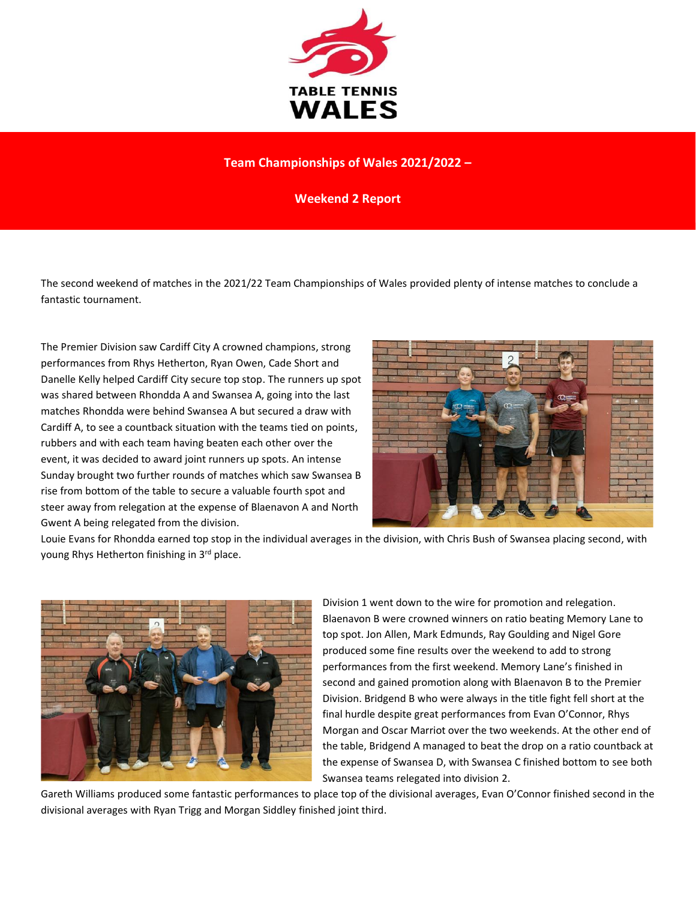# Team Championships of Wales 2021/2022 –

## Weekend 2 Report

The second weekend of matches in the 2021/22 Team Championships of Wales provided plenty of intense matches to conclude a fantastic tournament.

The Premier Division saw Cardiff City A crowned champions, strong performances from Rhys Hetherton, Ryan Owen, Cade Short and Danelle Kelly helped Cardiff City secure top stop. The runners up spot was shared between Rhondda A and Swansea A, going into the last matches Rhondda were behind Swansea A but secured a draw with Cardiff A, to see a countback situation with the teams tied on points, rubbers and with each team having beaten each other over the event, it was decided to award joint runners up spots. An intense Sunday brought two further rounds of matches which saw Swansea B rise from bottom of the table to secure a valuable fourth spot and steer away from relegation at the expense of Blaenavon A and North Gwent A being relegated from the division.

Louie Evans for Rhondda earned top stop in the individual averages in the division, with Chris Bush of Swansea placing second, with young Rhys Hetherton finishing in 3rd place.

Division 1 went down to the wire for promotion and relegation. Blaenavon B were crowned winners on ratio beating Memory Lane to top spot. Jon Allen, Mark Edmunds, Ray Goulding and Nigel Gore produced some fine results over the weekend to add to strong performances from the first weekend. Memory Lane's finished in second and gained promotion along with Blaenavon B to the Premier Division. Bridgend B who were always in the title fight fell short at the final hurdle despite great performances from Evan O'Connor, Rhys Morgan and Oscar Marriot over the two weekends. At the other end of the table, Bridgend A managed to beat the drop on a ratio countback at the expense of Swansea D, with Swansea C finished bottom to see both Swansea teams relegated into division 2.

Gareth Williams produced some fantastic performances to place top of the divisional averages, Evan O'Connor finished second in the divisional averages with Ryan Trigg and Morgan Siddley finished joint third.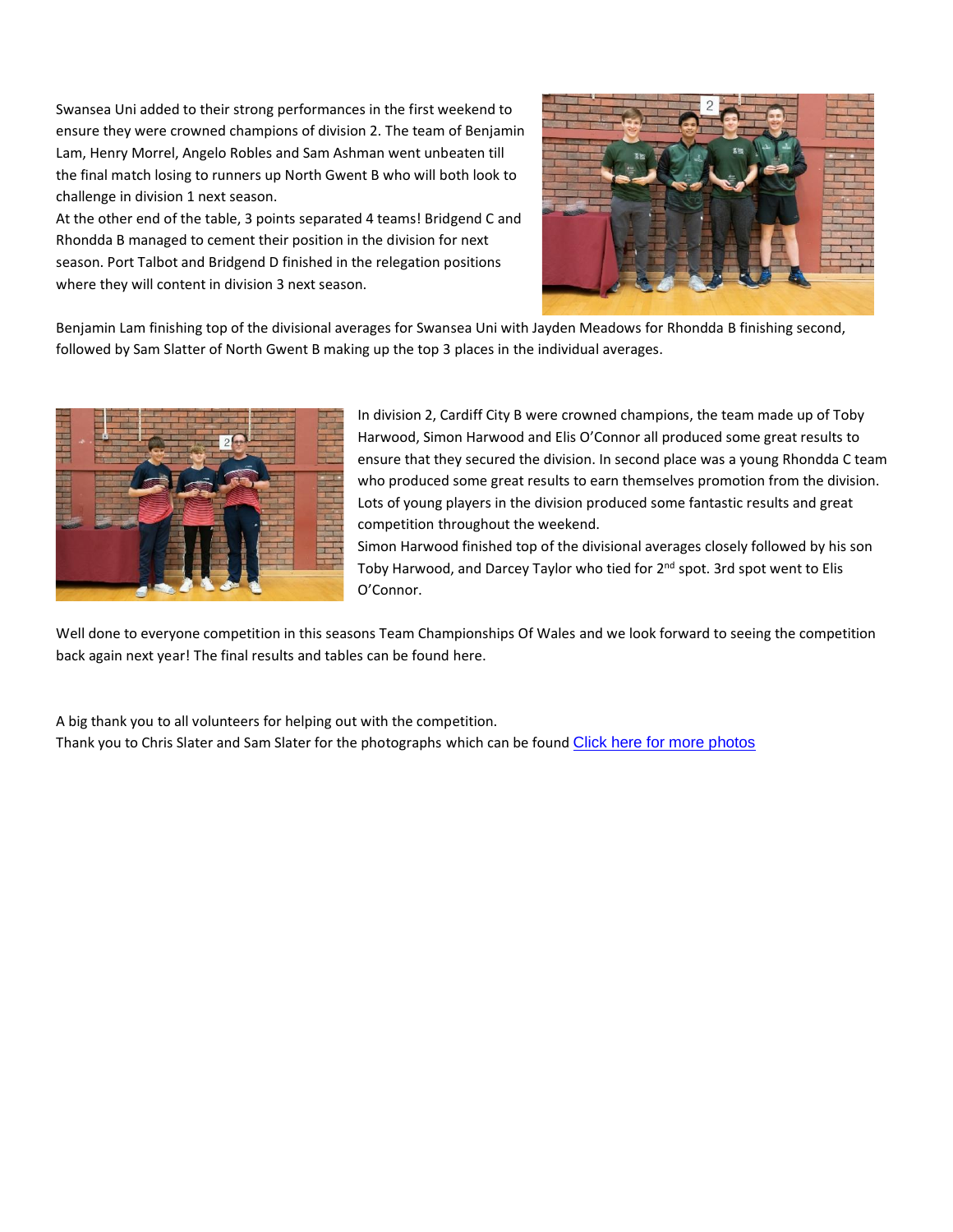Swansea Uni added to their strong performances in the first weekend to ensure they were crowned champions of division 2. The team of Benjamin Lam, Henry Morrel, Angelo Robles and Sam Ashman went unbeaten till the final match losing to runners up North Gwent B who will both look to challenge in division 1 next season.

At the other end of the table, 3 points separated 4 teams! Bridgend C and Rhondda B managed to cement their position in the division for next season. Port Talbot and Bridgend D finished in the relegation positions where they will content in division 3 next season.

Benjamin Lam finishing top of the divisional averages for Swansea Uni with Jayden Meadows for Rhondda B finishing second, followed by Sam Slatter of North Gwent B making up the top 3 places in the individual averages.

In division 2, Cardiff City B were crowned champions, the team made up of Toby Harwood, Simon Harwood and Elis O'Connor all produced some great results to ensure that they secured the division. In second place was a young Rhondda C team who produced some great results to earn themselves promotion from the division. Lots of young players in the division produced some fantastic results and great competition throughout the weekend.

Simon Harwood finished top of the divisional averages closely followed by his son Toby Harwood, and Darcey Taylor who tied for 2nd spot. 3rd spot went to Elis O'Connor.

Well done to everyone competition in this seasons Team Championships Of Wales and we look forward to seeing the competition back again next year! The final results and tables can be found here.

A big thank you to all volunteers for helping out with the competition.

Thank you to Chris Slater and Sam Slater for the photographs which can be found [Click here for more photos]